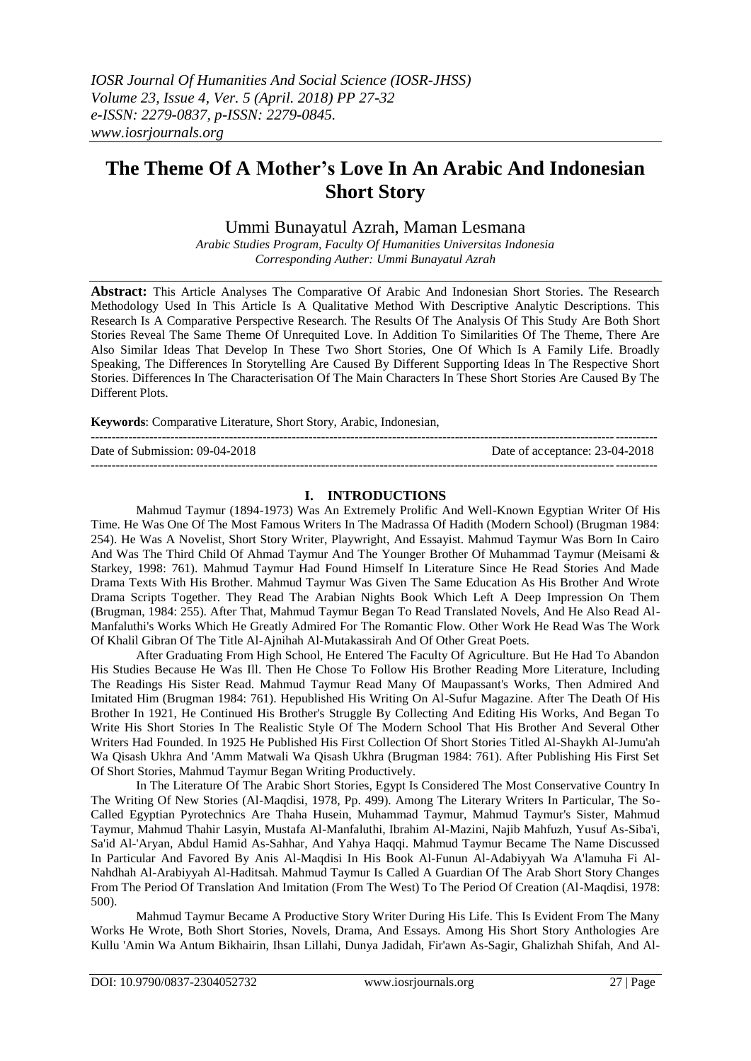# The Theme Of A Mother's Love In An Arabic And Indonesian Short Story

Ummi Bunayatul Azrah, Maman Lesmana

*Arabic Studies Program, Faculty Of Humanities Universitas Indonesia*
*Corresponding Auther: Ummi Bunayatul Azrah*

**Abstract:** This Article Analyses The Comparative Of Arabic And Indonesian Short Stories. The Research Methodology Used In This Article Is A Qualitative Method With Descriptive Analytic Descriptions. This Research Is A Comparative Perspective Research. The Results Of The Analysis Of This Study Are Both Short Stories Reveal The Same Theme Of Unrequited Love. In Addition To Similarities Of The Theme, There Are Also Similar Ideas That Develop In These Two Short Stories, One Of Which Is A Family Life. Broadly Speaking, The Differences In Storytelling Are Caused By Different Supporting Ideas In The Respective Short Stories. Differences In The Characterisation Of The Main Characters In These Short Stories Are Caused By The Different Plots.

**Keywords**: Comparative Literature, Short Story, Arabic, Indonesian,

Date of Submission: 09-04-2018 Date of acceptance: 23-04-2018

## I. INTRODUCTIONS

Mahmud Taymur (1894-1973) Was An Extremely Prolific And Well-Known Egyptian Writer Of His Time. He Was One Of The Most Famous Writers In The Madrassa Of Hadith (Modern School) (Brugman 1984: 254). He Was A Novelist, Short Story Writer, Playwright, And Essayist. Mahmud Taymur Was Born In Cairo And Was The Third Child Of Ahmad Taymur And The Younger Brother Of Muhammad Taymur (Meisami & Starkey, 1998: 761). Mahmud Taymur Had Found Himself In Literature Since He Read Stories And Made Drama Texts With His Brother. Mahmud Taymur Was Given The Same Education As His Brother And Wrote Drama Scripts Together. They Read The Arabian Nights Book Which Left A Deep Impression On Them (Brugman, 1984: 255). After That, Mahmud Taymur Began To Read Translated Novels, And He Also Read Al-Manfaluthi's Works Which He Greatly Admired For The Romantic Flow. Other Work He Read Was The Work Of Khalil Gibran Of The Title Al-Ajnihah Al-Mutakassirah And Of Other Great Poets.

After Graduating From High School, He Entered The Faculty Of Agriculture. But He Had To Abandon His Studies Because He Was Ill. Then He Chose To Follow His Brother Reading More Literature, Including The Readings His Sister Read. Mahmud Taymur Read Many Of Maupassant's Works, Then Admired And Imitated Him (Brugman 1984: 761). Hepublished His Writing On Al-Sufur Magazine. After The Death Of His Brother In 1921, He Continued His Brother's Struggle By Collecting And Editing His Works, And Began To Write His Short Stories In The Realistic Style Of The Modern School That His Brother And Several Other Writers Had Founded. In 1925 He Published His First Collection Of Short Stories Titled Al-Shaykh Al-Jumu'ah Wa Qisash Ukhra And 'Amm Matwali Wa Qisash Ukhra (Brugman 1984: 761). After Publishing His First Set Of Short Stories, Mahmud Taymur Began Writing Productively.

In The Literature Of The Arabic Short Stories, Egypt Is Considered The Most Conservative Country In The Writing Of New Stories (Al-Maqdisi, 1978, Pp. 499). Among The Literary Writers In Particular, The So-Called Egyptian Pyrotechnics Are Thaha Husein, Muhammad Taymur, Mahmud Taymur's Sister, Mahmud Taymur, Mahmud Thahir Lasyin, Mustafa Al-Manfaluthi, Ibrahim Al-Mazini, Najib Mahfuzh, Yusuf As-Siba'i, Sa'id Al-'Aryan, Abdul Hamid As-Sahhar, And Yahya Haqqi. Mahmud Taymur Became The Name Discussed In Particular And Favored By Anis Al-Maqdisi In His Book Al-Funun Al-Adabiyyah Wa A'lamuha Fi Al-Nahdhah Al-Arabiyyah Al-Haditsah. Mahmud Taymur Is Called A Guardian Of The Arab Short Story Changes From The Period Of Translation And Imitation (From The West) To The Period Of Creation (Al-Maqdisi, 1978: 500).

Mahmud Taymur Became A Productive Story Writer During His Life. This Is Evident From The Many Works He Wrote, Both Short Stories, Novels, Drama, And Essays. Among His Short Story Anthologies Are Kullu 'Amin Wa Antum Bikhairin, Ihsan Lillahi, Dunya Jadidah, Fir'awn As-Sagir, Ghalizhah Shifah, And Al-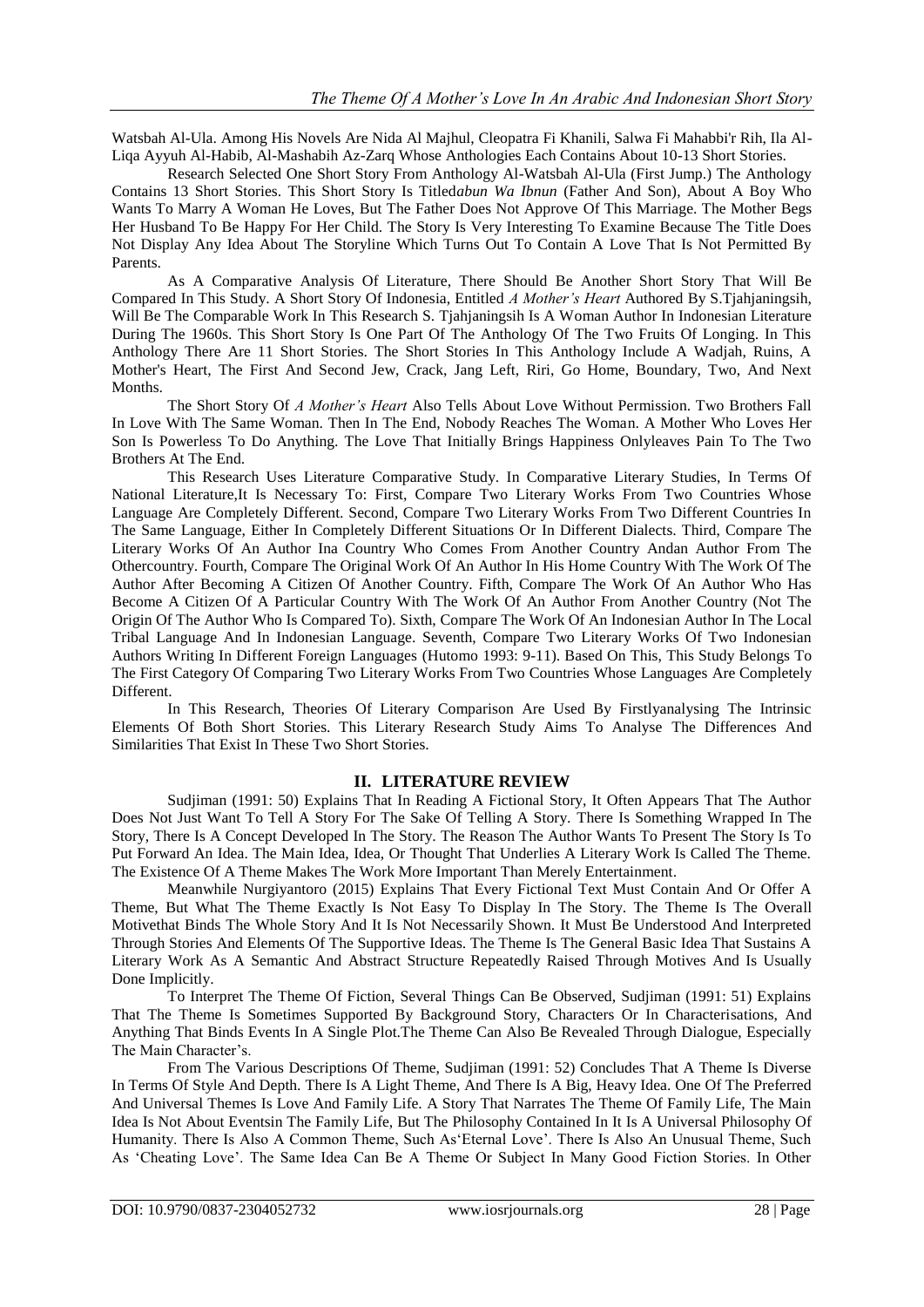Watsbah Al-Ula. Among His Novels Are Nida Al Majhul, Cleopatra Fi Khanili, Salwa Fi Mahabbi'r Rih, Ila Al-Liqa Ayyuh Al-Habib, Al-Mashabih Az-Zarq Whose Anthologies Each Contains About 10-13 Short Stories.

Research Selected One Short Story From Anthology Al-Watsbah Al-Ula (First Jump.) The Anthology Contains 13 Short Stories. This Short Story Is Titled*abun Wa Ibnun* (Father And Son), About A Boy Who Wants To Marry A Woman He Loves, But The Father Does Not Approve Of This Marriage. The Mother Begs Her Husband To Be Happy For Her Child. The Story Is Very Interesting To Examine Because The Title Does Not Display Any Idea About The Storyline Which Turns Out To Contain A Love That Is Not Permitted By Parents.

As A Comparative Analysis Of Literature, There Should Be Another Short Story That Will Be Compared In This Study. A Short Story Of Indonesia, Entitled *A Mother's Heart* Authored By S.Tjahjaningsih, Will Be The Comparable Work In This Research S. Tjahjaningsih Is A Woman Author In Indonesian Literature During The 1960s. This Short Story Is One Part Of The Anthology Of The Two Fruits Of Longing. In This Anthology There Are 11 Short Stories. The Short Stories In This Anthology Include A Wadjah, Ruins, A Mother's Heart, The First And Second Jew, Crack, Jang Left, Riri, Go Home, Boundary, Two, And Next Months.

The Short Story Of *A Mother's Heart* Also Tells About Love Without Permission. Two Brothers Fall In Love With The Same Woman. Then In The End, Nobody Reaches The Woman. A Mother Who Loves Her Son Is Powerless To Do Anything. The Love That Initially Brings Happiness Onlyleaves Pain To The Two Brothers At The End.

This Research Uses Literature Comparative Study. In Comparative Literary Studies, In Terms Of National Literature,It Is Necessary To: First, Compare Two Literary Works From Two Countries Whose Language Are Completely Different. Second, Compare Two Literary Works From Two Different Countries In The Same Language, Either In Completely Different Situations Or In Different Dialects. Third, Compare The Literary Works Of An Author Ina Country Who Comes From Another Country Andan Author From The Othercountry. Fourth, Compare The Original Work Of An Author In His Home Country With The Work Of The Author After Becoming A Citizen Of Another Country. Fifth, Compare The Work Of An Author Who Has Become A Citizen Of A Particular Country With The Work Of An Author From Another Country (Not The Origin Of The Author Who Is Compared To). Sixth, Compare The Work Of An Indonesian Author In The Local Tribal Language And In Indonesian Language. Seventh, Compare Two Literary Works Of Two Indonesian Authors Writing In Different Foreign Languages (Hutomo 1993: 9-11). Based On This, This Study Belongs To The First Category Of Comparing Two Literary Works From Two Countries Whose Languages Are Completely Different.

In This Research, Theories Of Literary Comparison Are Used By Firstlyanalysing The Intrinsic Elements Of Both Short Stories. This Literary Research Study Aims To Analyse The Differences And Similarities That Exist In These Two Short Stories.

## II. LITERATURE REVIEW

Sudjiman (1991: 50) Explains That In Reading A Fictional Story, It Often Appears That The Author Does Not Just Want To Tell A Story For The Sake Of Telling A Story. There Is Something Wrapped In The Story, There Is A Concept Developed In The Story. The Reason The Author Wants To Present The Story Is To Put Forward An Idea. The Main Idea, Idea, Or Thought That Underlies A Literary Work Is Called The Theme. The Existence Of A Theme Makes The Work More Important Than Merely Entertainment.

Meanwhile Nurgiyantoro (2015) Explains That Every Fictional Text Must Contain And Or Offer A Theme, But What The Theme Exactly Is Not Easy To Display In The Story. The Theme Is The Overall Motivethat Binds The Whole Story And It Is Not Necessarily Shown. It Must Be Understood And Interpreted Through Stories And Elements Of The Supportive Ideas. The Theme Is The General Basic Idea That Sustains A Literary Work As A Semantic And Abstract Structure Repeatedly Raised Through Motives And Is Usually Done Implicitly.

To Interpret The Theme Of Fiction, Several Things Can Be Observed, Sudjiman (1991: 51) Explains That The Theme Is Sometimes Supported By Background Story, Characters Or In Characterisations, And Anything That Binds Events In A Single Plot.The Theme Can Also Be Revealed Through Dialogue, Especially The Main Character's.

From The Various Descriptions Of Theme, Sudjiman (1991: 52) Concludes That A Theme Is Diverse In Terms Of Style And Depth. There Is A Light Theme, And There Is A Big, Heavy Idea. One Of The Preferred And Universal Themes Is Love And Family Life. A Story That Narrates The Theme Of Family Life, The Main Idea Is Not About Eventsin The Family Life, But The Philosophy Contained In It Is A Universal Philosophy Of Humanity. There Is Also A Common Theme, Such As'Eternal Love'. There Is Also An Unusual Theme, Such As 'Cheating Love'. The Same Idea Can Be A Theme Or Subject In Many Good Fiction Stories. In Other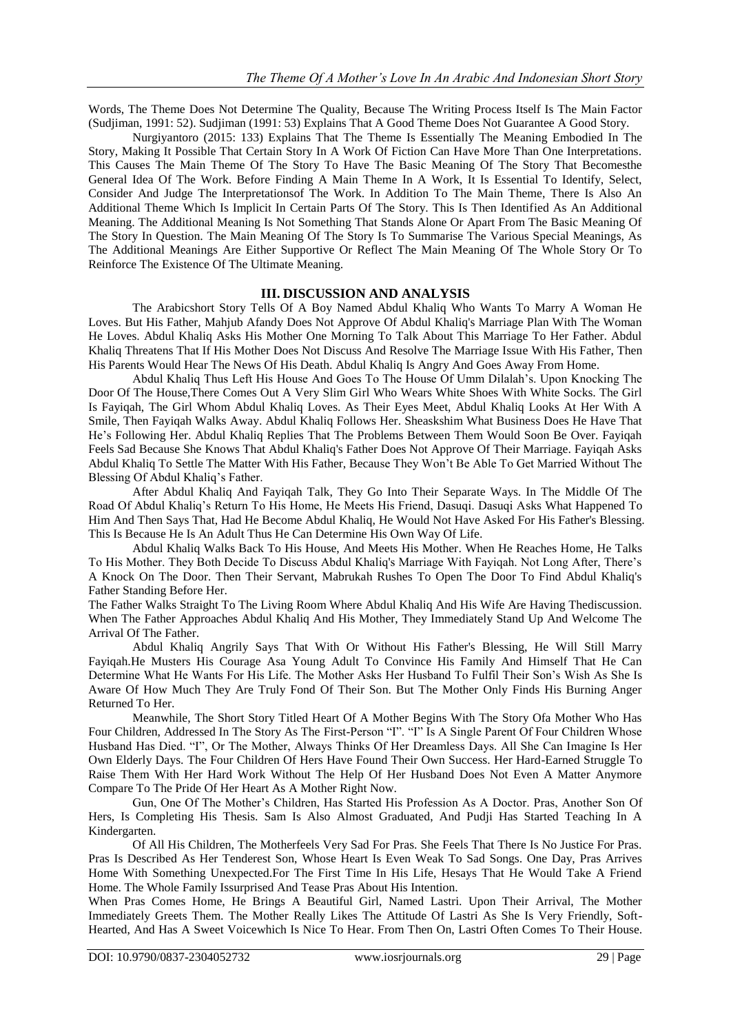Words, The Theme Does Not Determine The Quality, Because The Writing Process Itself Is The Main Factor (Sudjiman, 1991: 52). Sudjiman (1991: 53) Explains That A Good Theme Does Not Guarantee A Good Story.

Nurgiyantoro (2015: 133) Explains That The Theme Is Essentially The Meaning Embodied In The Story, Making It Possible That Certain Story In A Work Of Fiction Can Have More Than One Interpretations. This Causes The Main Theme Of The Story To Have The Basic Meaning Of The Story That Becomesthe General Idea Of The Work. Before Finding A Main Theme In A Work, It Is Essential To Identify, Select, Consider And Judge The Interpretationsof The Work. In Addition To The Main Theme, There Is Also An Additional Theme Which Is Implicit In Certain Parts Of The Story. This Is Then Identified As An Additional Meaning. The Additional Meaning Is Not Something That Stands Alone Or Apart From The Basic Meaning Of The Story In Question. The Main Meaning Of The Story Is To Summarise The Various Special Meanings, As The Additional Meanings Are Either Supportive Or Reflect The Main Meaning Of The Whole Story Or To Reinforce The Existence Of The Ultimate Meaning.

## III. DISCUSSION AND ANALYSIS

The Arabicshort Story Tells Of A Boy Named Abdul Khaliq Who Wants To Marry A Woman He Loves. But His Father, Mahjub Afandy Does Not Approve Of Abdul Khaliq's Marriage Plan With The Woman He Loves. Abdul Khaliq Asks His Mother One Morning To Talk About This Marriage To Her Father. Abdul Khaliq Threatens That If His Mother Does Not Discuss And Resolve The Marriage Issue With His Father, Then His Parents Would Hear The News Of His Death. Abdul Khaliq Is Angry And Goes Away From Home.

Abdul Khaliq Thus Left His House And Goes To The House Of Umm Dilalah's. Upon Knocking The Door Of The House,There Comes Out A Very Slim Girl Who Wears White Shoes With White Socks. The Girl Is Fayiqah, The Girl Whom Abdul Khaliq Loves. As Their Eyes Meet, Abdul Khaliq Looks At Her With A Smile, Then Fayiqah Walks Away. Abdul Khaliq Follows Her. Sheaskshim What Business Does He Have That He's Following Her. Abdul Khaliq Replies That The Problems Between Them Would Soon Be Over. Fayiqah Feels Sad Because She Knows That Abdul Khaliq's Father Does Not Approve Of Their Marriage. Fayiqah Asks Abdul Khaliq To Settle The Matter With His Father, Because They Won't Be Able To Get Married Without The Blessing Of Abdul Khaliq's Father.

After Abdul Khaliq And Fayiqah Talk, They Go Into Their Separate Ways. In The Middle Of The Road Of Abdul Khaliq's Return To His Home, He Meets His Friend, Dasuqi. Dasuqi Asks What Happened To Him And Then Says That, Had He Become Abdul Khaliq, He Would Not Have Asked For His Father's Blessing. This Is Because He Is An Adult Thus He Can Determine His Own Way Of Life.

Abdul Khaliq Walks Back To His House, And Meets His Mother. When He Reaches Home, He Talks To His Mother. They Both Decide To Discuss Abdul Khaliq's Marriage With Fayiqah. Not Long After, There's A Knock On The Door. Then Their Servant, Mabrukah Rushes To Open The Door To Find Abdul Khaliq's Father Standing Before Her.

The Father Walks Straight To The Living Room Where Abdul Khaliq And His Wife Are Having Thediscussion. When The Father Approaches Abdul Khaliq And His Mother, They Immediately Stand Up And Welcome The Arrival Of The Father.

Abdul Khaliq Angrily Says That With Or Without His Father's Blessing, He Will Still Marry Fayiqah.He Musters His Courage Asa Young Adult To Convince His Family And Himself That He Can Determine What He Wants For His Life. The Mother Asks Her Husband To Fulfil Their Son's Wish As She Is Aware Of How Much They Are Truly Fond Of Their Son. But The Mother Only Finds His Burning Anger Returned To Her.

Meanwhile, The Short Story Titled Heart Of A Mother Begins With The Story Ofa Mother Who Has Four Children, Addressed In The Story As The First-Person "I". "I" Is A Single Parent Of Four Children Whose Husband Has Died. "I", Or The Mother, Always Thinks Of Her Dreamless Days. All She Can Imagine Is Her Own Elderly Days. The Four Children Of Hers Have Found Their Own Success. Her Hard-Earned Struggle To Raise Them With Her Hard Work Without The Help Of Her Husband Does Not Even A Matter Anymore Compare To The Pride Of Her Heart As A Mother Right Now.

Gun, One Of The Mother's Children, Has Started His Profession As A Doctor. Pras, Another Son Of Hers, Is Completing His Thesis. Sam Is Also Almost Graduated, And Pudji Has Started Teaching In A Kindergarten.

Of All His Children, The Motherfeels Very Sad For Pras. She Feels That There Is No Justice For Pras. Pras Is Described As Her Tenderest Son, Whose Heart Is Even Weak To Sad Songs. One Day, Pras Arrives Home With Something Unexpected.For The First Time In His Life, Hesays That He Would Take A Friend Home. The Whole Family Issurprised And Tease Pras About His Intention.

When Pras Comes Home, He Brings A Beautiful Girl, Named Lastri. Upon Their Arrival, The Mother Immediately Greets Them. The Mother Really Likes The Attitude Of Lastri As She Is Very Friendly, Soft-Hearted, And Has A Sweet Voicewhich Is Nice To Hear. From Then On, Lastri Often Comes To Their House.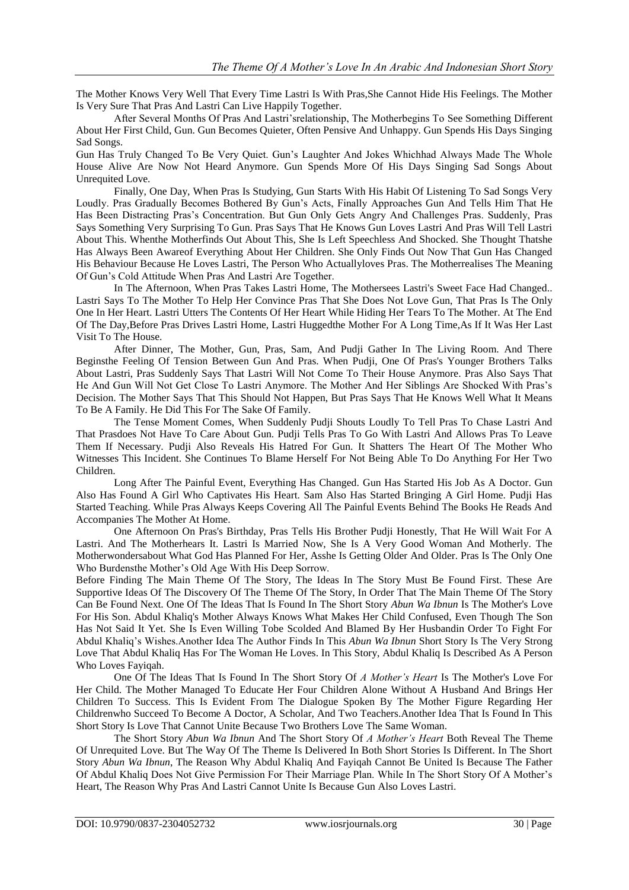The Mother Knows Very Well That Every Time Lastri Is With Pras,She Cannot Hide His Feelings. The Mother Is Very Sure That Pras And Lastri Can Live Happily Together.

After Several Months Of Pras And Lastri'srelationship, The Motherbegins To See Something Different About Her First Child, Gun. Gun Becomes Quieter, Often Pensive And Unhappy. Gun Spends His Days Singing Sad Songs.

Gun Has Truly Changed To Be Very Quiet. Gun's Laughter And Jokes Whichhad Always Made The Whole House Alive Are Now Not Heard Anymore. Gun Spends More Of His Days Singing Sad Songs About Unrequited Love.

Finally, One Day, When Pras Is Studying, Gun Starts With His Habit Of Listening To Sad Songs Very Loudly. Pras Gradually Becomes Bothered By Gun's Acts, Finally Approaches Gun And Tells Him That He Has Been Distracting Pras's Concentration. But Gun Only Gets Angry And Challenges Pras. Suddenly, Pras Says Something Very Surprising To Gun. Pras Says That He Knows Gun Loves Lastri And Pras Will Tell Lastri About This. Whenthe Motherfinds Out About This, She Is Left Speechless And Shocked. She Thought Thatshe Has Always Been Awareof Everything About Her Children. She Only Finds Out Now That Gun Has Changed His Behaviour Because He Loves Lastri, The Person Who Actuallyloves Pras. The Motherrealises The Meaning Of Gun's Cold Attitude When Pras And Lastri Are Together.

In The Afternoon, When Pras Takes Lastri Home, The Mothersees Lastri's Sweet Face Had Changed.. Lastri Says To The Mother To Help Her Convince Pras That She Does Not Love Gun, That Pras Is The Only One In Her Heart. Lastri Utters The Contents Of Her Heart While Hiding Her Tears To The Mother. At The End Of The Day,Before Pras Drives Lastri Home, Lastri Huggedthe Mother For A Long Time,As If It Was Her Last Visit To The House.

After Dinner, The Mother, Gun, Pras, Sam, And Pudji Gather In The Living Room. And There Beginsthe Feeling Of Tension Between Gun And Pras. When Pudji, One Of Pras's Younger Brothers Talks About Lastri, Pras Suddenly Says That Lastri Will Not Come To Their House Anymore. Pras Also Says That He And Gun Will Not Get Close To Lastri Anymore. The Mother And Her Siblings Are Shocked With Pras's Decision. The Mother Says That This Should Not Happen, But Pras Says That He Knows Well What It Means To Be A Family. He Did This For The Sake Of Family.

The Tense Moment Comes, When Suddenly Pudji Shouts Loudly To Tell Pras To Chase Lastri And That Prasdoes Not Have To Care About Gun. Pudji Tells Pras To Go With Lastri And Allows Pras To Leave Them If Necessary. Pudji Also Reveals His Hatred For Gun. It Shatters The Heart Of The Mother Who Witnesses This Incident. She Continues To Blame Herself For Not Being Able To Do Anything For Her Two Children.

Long After The Painful Event, Everything Has Changed. Gun Has Started His Job As A Doctor. Gun Also Has Found A Girl Who Captivates His Heart. Sam Also Has Started Bringing A Girl Home. Pudji Has Started Teaching. While Pras Always Keeps Covering All The Painful Events Behind The Books He Reads And Accompanies The Mother At Home.

One Afternoon On Pras's Birthday, Pras Tells His Brother Pudji Honestly, That He Will Wait For A Lastri. And The Motherhears It. Lastri Is Married Now, She Is A Very Good Woman And Motherly. The Motherwondersabout What God Has Planned For Her, Asshe Is Getting Older And Older. Pras Is The Only One Who Burdensthe Mother's Old Age With His Deep Sorrow.

Before Finding The Main Theme Of The Story, The Ideas In The Story Must Be Found First. These Are Supportive Ideas Of The Discovery Of The Theme Of The Story, In Order That The Main Theme Of The Story Can Be Found Next. One Of The Ideas That Is Found In The Short Story *Abun Wa Ibnun* Is The Mother's Love For His Son. Abdul Khaliq's Mother Always Knows What Makes Her Child Confused, Even Though The Son Has Not Said It Yet. She Is Even Willing Tobe Scolded And Blamed By Her Husbandin Order To Fight For Abdul Khaliq's Wishes.Another Idea The Author Finds In This *Abun Wa Ibnun* Short Story Is The Very Strong Love That Abdul Khaliq Has For The Woman He Loves. In This Story, Abdul Khaliq Is Described As A Person Who Loves Fayiqah.

One Of The Ideas That Is Found In The Short Story Of *A Mother's Heart* Is The Mother's Love For Her Child. The Mother Managed To Educate Her Four Children Alone Without A Husband And Brings Her Children To Success. This Is Evident From The Dialogue Spoken By The Mother Figure Regarding Her Childrenwho Succeed To Become A Doctor, A Scholar, And Two Teachers.Another Idea That Is Found In This Short Story Is Love That Cannot Unite Because Two Brothers Love The Same Woman.

The Short Story *Abun Wa Ibnun* And The Short Story Of *A Mother's Heart* Both Reveal The Theme Of Unrequited Love. But The Way Of The Theme Is Delivered In Both Short Stories Is Different. In The Short Story *Abun Wa Ibnun*, The Reason Why Abdul Khaliq And Fayiqah Cannot Be United Is Because The Father Of Abdul Khaliq Does Not Give Permission For Their Marriage Plan. While In The Short Story Of A Mother's Heart, The Reason Why Pras And Lastri Cannot Unite Is Because Gun Also Loves Lastri.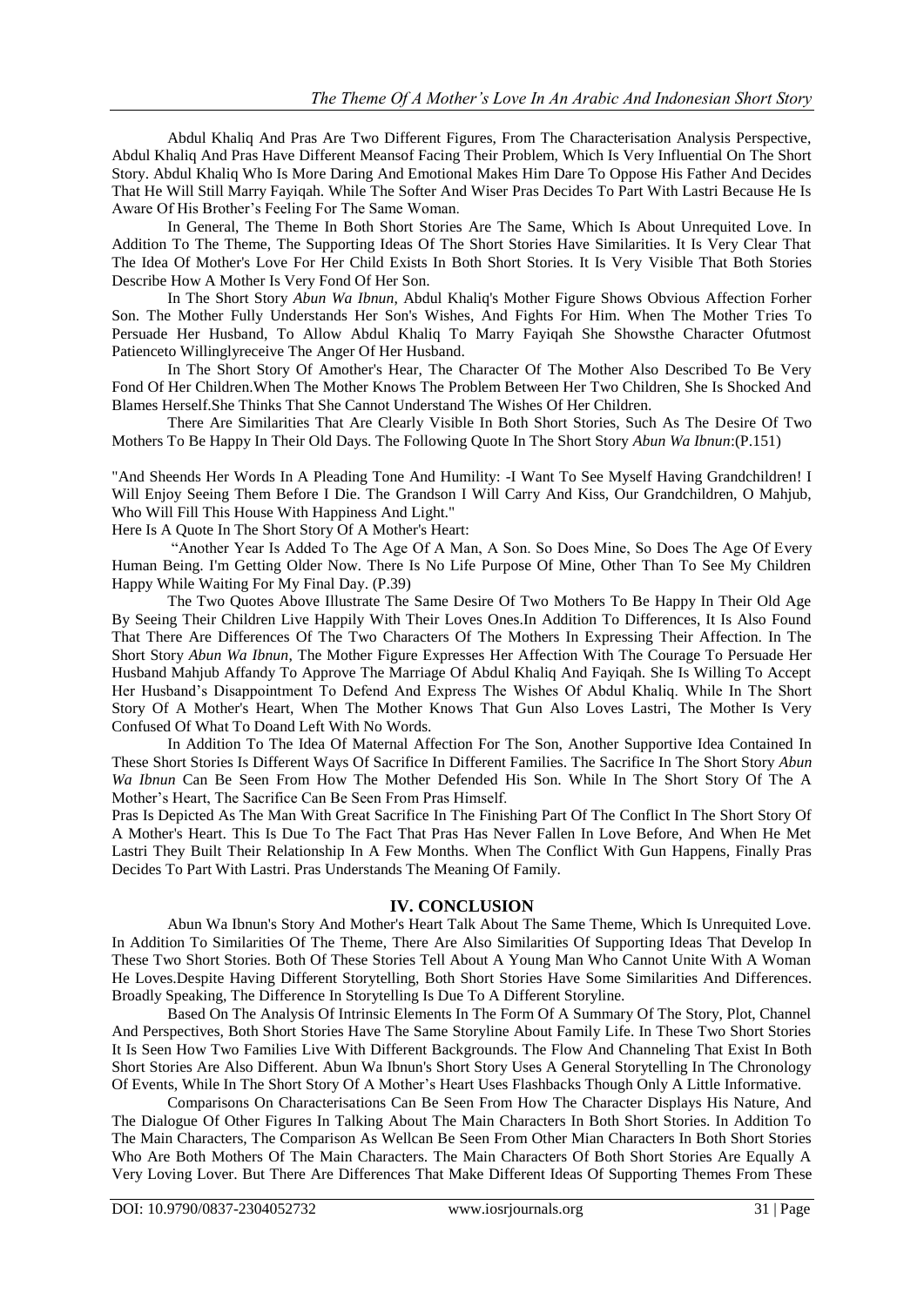Abdul Khaliq And Pras Are Two Different Figures, From The Characterisation Analysis Perspective, Abdul Khaliq And Pras Have Different Meansof Facing Their Problem, Which Is Very Influential On The Short Story. Abdul Khaliq Who Is More Daring And Emotional Makes Him Dare To Oppose His Father And Decides That He Will Still Marry Fayiqah. While The Softer And Wiser Pras Decides To Part With Lastri Because He Is Aware Of His Brother's Feeling For The Same Woman.

In General, The Theme In Both Short Stories Are The Same, Which Is About Unrequited Love. In Addition To The Theme, The Supporting Ideas Of The Short Stories Have Similarities. It Is Very Clear That The Idea Of Mother's Love For Her Child Exists In Both Short Stories. It Is Very Visible That Both Stories Describe How A Mother Is Very Fond Of Her Son.

In The Short Story *Abun Wa Ibnun*, Abdul Khaliq's Mother Figure Shows Obvious Affection Forher Son. The Mother Fully Understands Her Son's Wishes, And Fights For Him. When The Mother Tries To Persuade Her Husband, To Allow Abdul Khaliq To Marry Fayiqah She Showsthe Character Ofutmost Patienceto Willinglyreceive The Anger Of Her Husband.

In The Short Story Of Amother's Hear, The Character Of The Mother Also Described To Be Very Fond Of Her Children.When The Mother Knows The Problem Between Her Two Children, She Is Shocked And Blames Herself.She Thinks That She Cannot Understand The Wishes Of Her Children.

There Are Similarities That Are Clearly Visible In Both Short Stories, Such As The Desire Of Two Mothers To Be Happy In Their Old Days. The Following Quote In The Short Story *Abun Wa Ibnun*:(P.151)

"And Sheends Her Words In A Pleading Tone And Humility: -I Want To See Myself Having Grandchildren! I Will Enjoy Seeing Them Before I Die. The Grandson I Will Carry And Kiss, Our Grandchildren, O Mahjub, Who Will Fill This House With Happiness And Light."

Here Is A Quote In The Short Story Of A Mother's Heart:

"Another Year Is Added To The Age Of A Man, A Son. So Does Mine, So Does The Age Of Every Human Being. I'm Getting Older Now. There Is No Life Purpose Of Mine, Other Than To See My Children Happy While Waiting For My Final Day. (P.39)

The Two Quotes Above Illustrate The Same Desire Of Two Mothers To Be Happy In Their Old Age By Seeing Their Children Live Happily With Their Loves Ones.In Addition To Differences, It Is Also Found That There Are Differences Of The Two Characters Of The Mothers In Expressing Their Affection. In The Short Story *Abun Wa Ibnun*, The Mother Figure Expresses Her Affection With The Courage To Persuade Her Husband Mahjub Affandy To Approve The Marriage Of Abdul Khaliq And Fayiqah. She Is Willing To Accept Her Husband's Disappointment To Defend And Express The Wishes Of Abdul Khaliq. While In The Short Story Of A Mother's Heart, When The Mother Knows That Gun Also Loves Lastri, The Mother Is Very Confused Of What To Doand Left With No Words.

In Addition To The Idea Of Maternal Affection For The Son, Another Supportive Idea Contained In These Short Stories Is Different Ways Of Sacrifice In Different Families. The Sacrifice In The Short Story *Abun Wa Ibnun* Can Be Seen From How The Mother Defended His Son. While In The Short Story Of The A Mother's Heart, The Sacrifice Can Be Seen From Pras Himself.

Pras Is Depicted As The Man With Great Sacrifice In The Finishing Part Of The Conflict In The Short Story Of A Mother's Heart. This Is Due To The Fact That Pras Has Never Fallen In Love Before, And When He Met Lastri They Built Their Relationship In A Few Months. When The Conflict With Gun Happens, Finally Pras Decides To Part With Lastri. Pras Understands The Meaning Of Family.

## IV. CONCLUSION

Abun Wa Ibnun's Story And Mother's Heart Talk About The Same Theme, Which Is Unrequited Love. In Addition To Similarities Of The Theme, There Are Also Similarities Of Supporting Ideas That Develop In These Two Short Stories. Both Of These Stories Tell About A Young Man Who Cannot Unite With A Woman He Loves.Despite Having Different Storytelling, Both Short Stories Have Some Similarities And Differences. Broadly Speaking, The Difference In Storytelling Is Due To A Different Storyline.

Based On The Analysis Of Intrinsic Elements In The Form Of A Summary Of The Story, Plot, Channel And Perspectives, Both Short Stories Have The Same Storyline About Family Life. In These Two Short Stories It Is Seen How Two Families Live With Different Backgrounds. The Flow And Channeling That Exist In Both Short Stories Are Also Different. Abun Wa Ibnun's Short Story Uses A General Storytelling In The Chronology Of Events, While In The Short Story Of A Mother's Heart Uses Flashbacks Though Only A Little Informative.

Comparisons On Characterisations Can Be Seen From How The Character Displays His Nature, And The Dialogue Of Other Figures In Talking About The Main Characters In Both Short Stories. In Addition To The Main Characters, The Comparison As Wellcan Be Seen From Other Mian Characters In Both Short Stories Who Are Both Mothers Of The Main Characters. The Main Characters Of Both Short Stories Are Equally A Very Loving Lover. But There Are Differences That Make Different Ideas Of Supporting Themes From These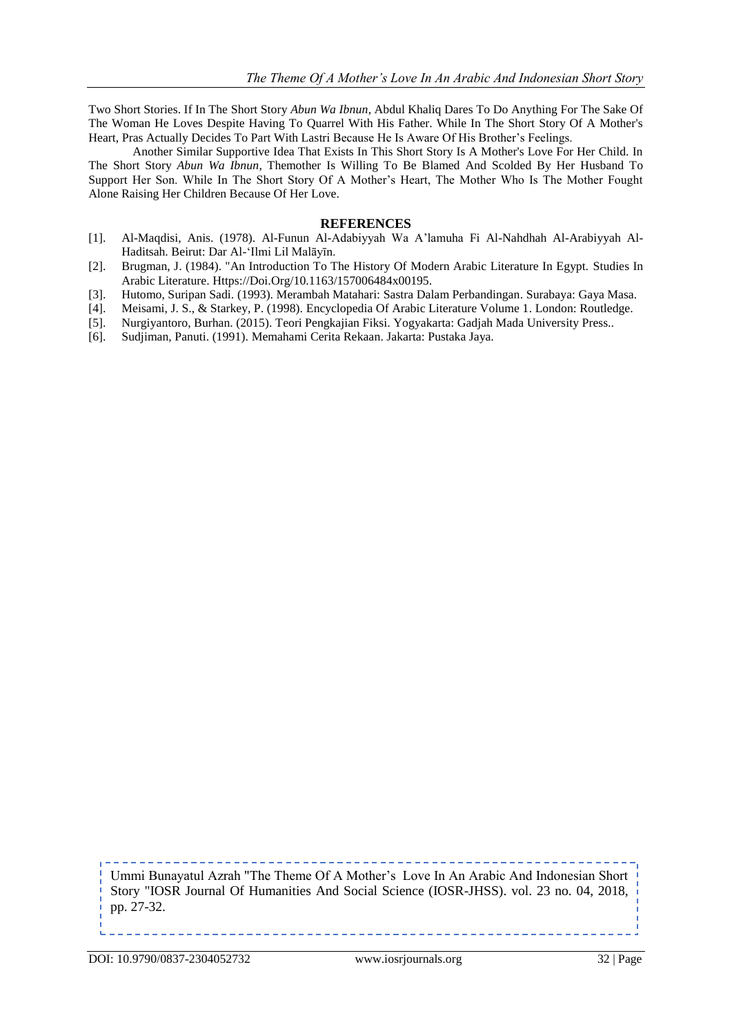Two Short Stories. If In The Short Story *Abun Wa Ibnun*, Abdul Khaliq Dares To Do Anything For The Sake Of The Woman He Loves Despite Having To Quarrel With His Father. While In The Short Story Of A Mother's Heart, Pras Actually Decides To Part With Lastri Because He Is Aware Of His Brother's Feelings.

Another Similar Supportive Idea That Exists In This Short Story Is A Mother's Love For Her Child. In The Short Story *Abun Wa Ibnun*, Themother Is Willing To Be Blamed And Scolded By Her Husband To Support Her Son. While In The Short Story Of A Mother's Heart, The Mother Who Is The Mother Fought Alone Raising Her Children Because Of Her Love.

## REFERENCES

[1]. Al-Maqdisi, Anis. (1978). Al-Funun Al-Adabiyyah Wa A'lamuha Fi Al-Nahdhah Al-Arabiyyah Al-Haditsah. Beirut: Dar Al-'Ilmi Lil Malāyīn.

[2]. Brugman, J. (1984). "An Introduction To The History Of Modern Arabic Literature In Egypt. Studies In Arabic Literature. Https://Doi.Org/10.1163/157006484x00195.

[3]. Hutomo, Suripan Sadi. (1993). Merambah Matahari: Sastra Dalam Perbandingan. Surabaya: Gaya Masa.

[4]. Meisami, J. S., & Starkey, P. (1998). Encyclopedia Of Arabic Literature Volume 1. London: Routledge.

[5]. Nurgiyantoro, Burhan. (2015). Teori Pengkajian Fiksi. Yogyakarta: Gadjah Mada University Press..

[6]. Sudjiman, Panuti. (1991). Memahami Cerita Rekaan. Jakarta: Pustaka Jaya.

Ummi Bunayatul Azrah "The Theme Of A Mother's Love In An Arabic And Indonesian Short Story "IOSR Journal Of Humanities And Social Science (IOSR-JHSS). vol. 23 no. 04, 2018, pp. 27-32.